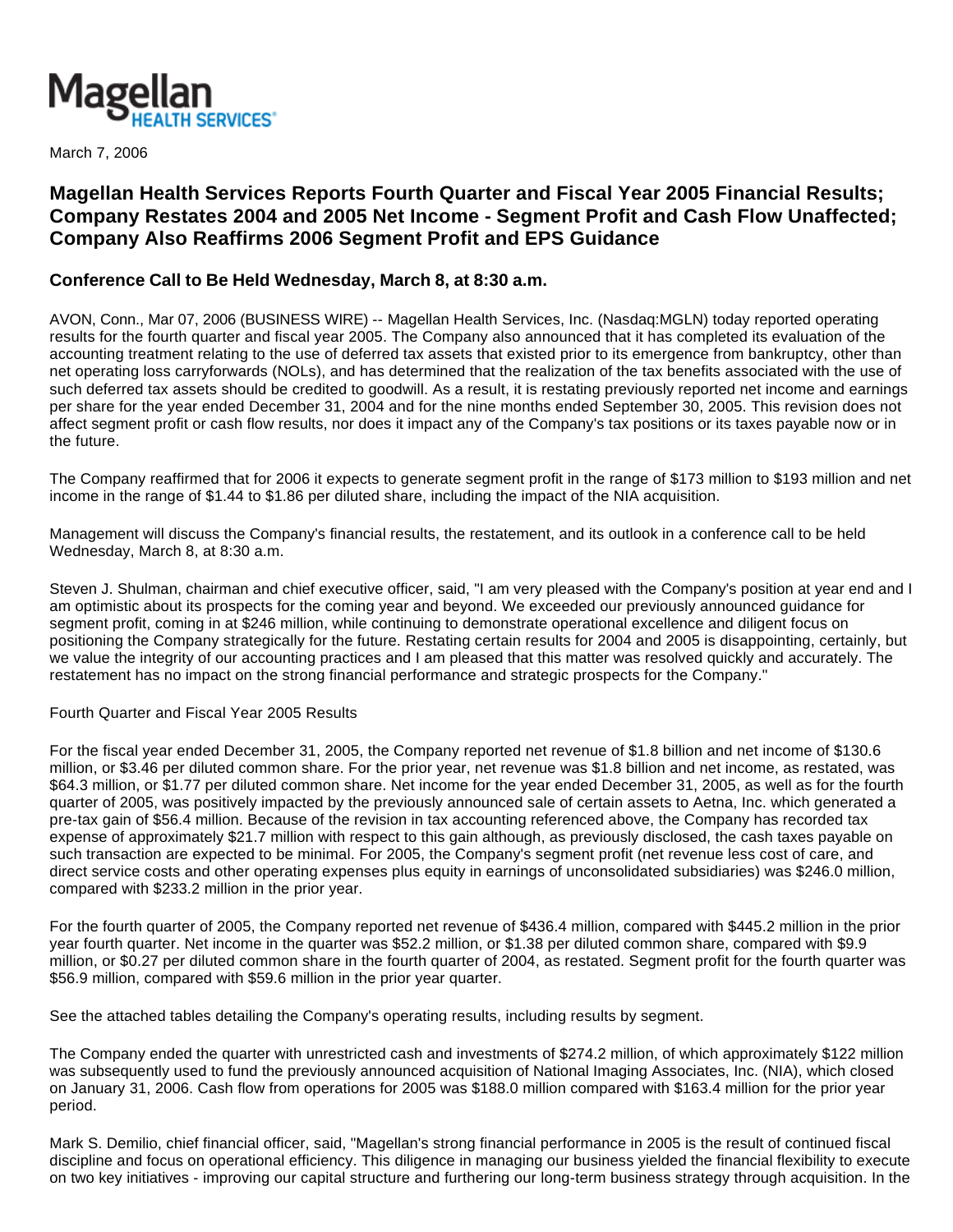Magellan HEALTH SERVICES®

March 7, 2006

# Magellan Health Services Reports Fourth Quarter and Fiscal Year 2005 Financial Results; Company Restates 2004 and 2005 Net Income - Segment Profit and Cash Flow Unaffected; Company Also Reaffirms 2006 Segment Profit and EPS Guidance

## Conference Call to Be Held Wednesday, March 8, at 8:30 a.m.

AVON, Conn., Mar 07, 2006 (BUSINESS WIRE) -- Magellan Health Services, Inc. (Nasdaq:MGLN) today reported operating results for the fourth quarter and fiscal year 2005. The Company also announced that it has completed its evaluation of the accounting treatment relating to the use of deferred tax assets that existed prior to its emergence from bankruptcy, other than net operating loss carryforwards (NOLs), and has determined that the realization of the tax benefits associated with the use of such deferred tax assets should be credited to goodwill. As a result, it is restating previously reported net income and earnings per share for the year ended December 31, 2004 and for the nine months ended September 30, 2005. This revision does not affect segment profit or cash flow results, nor does it impact any of the Company's tax positions or its taxes payable now or in the future.

The Company reaffirmed that for 2006 it expects to generate segment profit in the range of $173 million to $193 million and net income in the range of $1.44 to $1.86 per diluted share, including the impact of the NIA acquisition.

Management will discuss the Company's financial results, the restatement, and its outlook in a conference call to be held Wednesday, March 8, at 8:30 a.m.

Steven J. Shulman, chairman and chief executive officer, said, "I am very pleased with the Company's position at year end and I am optimistic about its prospects for the coming year and beyond. We exceeded our previously announced guidance for segment profit, coming in at $246 million, while continuing to demonstrate operational excellence and diligent focus on positioning the Company strategically for the future. Restating certain results for 2004 and 2005 is disappointing, certainly, but we value the integrity of our accounting practices and I am pleased that this matter was resolved quickly and accurately. The restatement has no impact on the strong financial performance and strategic prospects for the Company."

Fourth Quarter and Fiscal Year 2005 Results

For the fiscal year ended December 31, 2005, the Company reported net revenue of $1.8 billion and net income of $130.6 million, or $3.46 per diluted common share. For the prior year, net revenue was $1.8 billion and net income, as restated, was $64.3 million, or $1.77 per diluted common share. Net income for the year ended December 31, 2005, as well as for the fourth quarter of 2005, was positively impacted by the previously announced sale of certain assets to Aetna, Inc. which generated a pre-tax gain of $56.4 million. Because of the revision in tax accounting referenced above, the Company has recorded tax expense of approximately $21.7 million with respect to this gain although, as previously disclosed, the cash taxes payable on such transaction are expected to be minimal. For 2005, the Company's segment profit (net revenue less cost of care, and direct service costs and other operating expenses plus equity in earnings of unconsolidated subsidiaries) was $246.0 million, compared with $233.2 million in the prior year.

For the fourth quarter of 2005, the Company reported net revenue of $436.4 million, compared with $445.2 million in the prior year fourth quarter. Net income in the quarter was $52.2 million, or $1.38 per diluted common share, compared with $9.9 million, or $0.27 per diluted common share in the fourth quarter of 2004, as restated. Segment profit for the fourth quarter was $56.9 million, compared with $59.6 million in the prior year quarter.

See the attached tables detailing the Company's operating results, including results by segment.

The Company ended the quarter with unrestricted cash and investments of $274.2 million, of which approximately $122 million was subsequently used to fund the previously announced acquisition of National Imaging Associates, Inc. (NIA), which closed on January 31, 2006. Cash flow from operations for 2005 was $188.0 million compared with $163.4 million for the prior year period.

Mark S. Demilio, chief financial officer, said, "Magellan's strong financial performance in 2005 is the result of continued fiscal discipline and focus on operational efficiency. This diligence in managing our business yielded the financial flexibility to execute on two key initiatives - improving our capital structure and furthering our long-term business strategy through acquisition. In the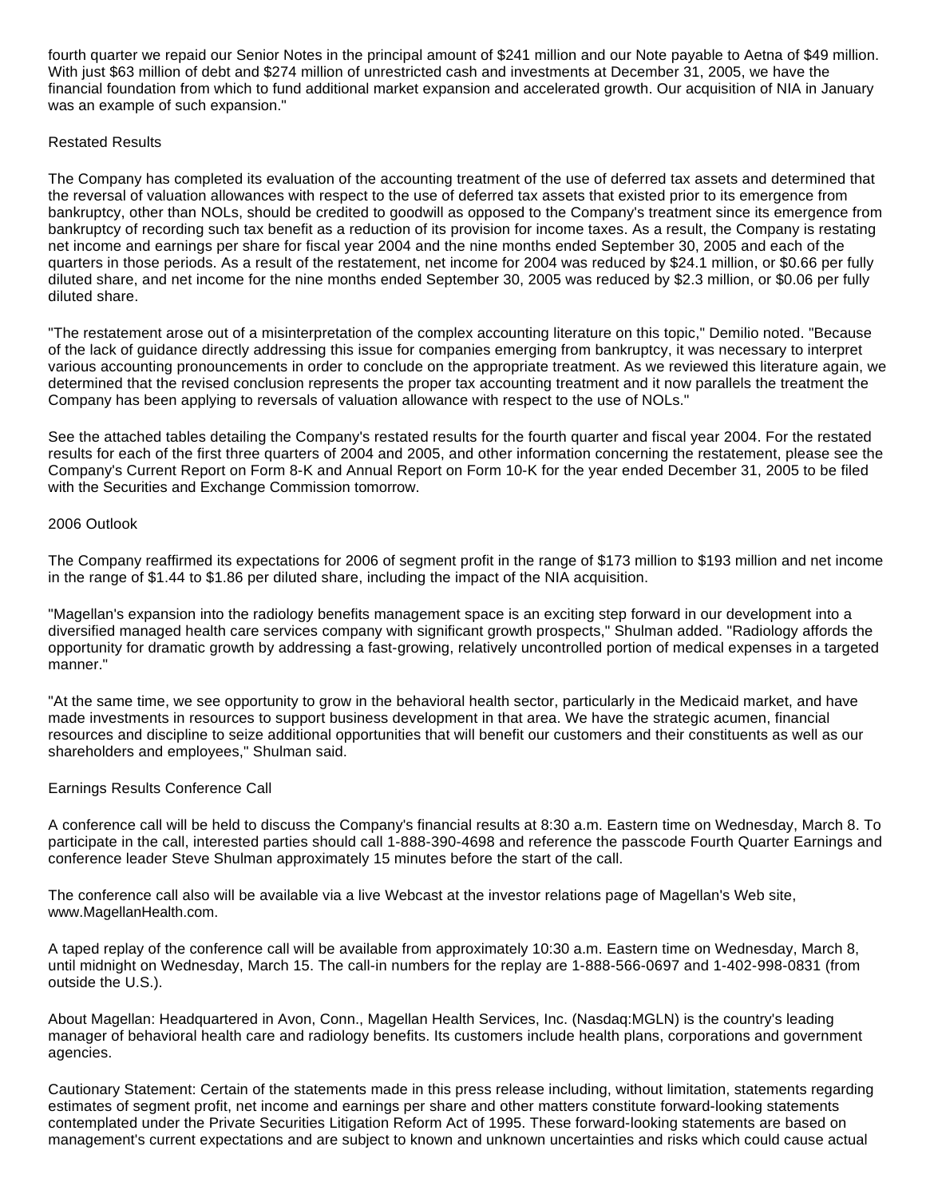fourth quarter we repaid our Senior Notes in the principal amount of $241 million and our Note payable to Aetna of $49 million. With just $63 million of debt and $274 million of unrestricted cash and investments at December 31, 2005, we have the financial foundation from which to fund additional market expansion and accelerated growth. Our acquisition of NIA in January was an example of such expansion."

## Restated Results

The Company has completed its evaluation of the accounting treatment of the use of deferred tax assets and determined that the reversal of valuation allowances with respect to the use of deferred tax assets that existed prior to its emergence from bankruptcy, other than NOLs, should be credited to goodwill as opposed to the Company's treatment since its emergence from bankruptcy of recording such tax benefit as a reduction of its provision for income taxes. As a result, the Company is restating net income and earnings per share for fiscal year 2004 and the nine months ended September 30, 2005 and each of the quarters in those periods. As a result of the restatement, net income for 2004 was reduced by $24.1 million, or $0.66 per fully diluted share, and net income for the nine months ended September 30, 2005 was reduced by $2.3 million, or $0.06 per fully diluted share.

"The restatement arose out of a misinterpretation of the complex accounting literature on this topic," Demilio noted. "Because of the lack of guidance directly addressing this issue for companies emerging from bankruptcy, it was necessary to interpret various accounting pronouncements in order to conclude on the appropriate treatment. As we reviewed this literature again, we determined that the revised conclusion represents the proper tax accounting treatment and it now parallels the treatment the Company has been applying to reversals of valuation allowance with respect to the use of NOLs."

See the attached tables detailing the Company's restated results for the fourth quarter and fiscal year 2004. For the restated results for each of the first three quarters of 2004 and 2005, and other information concerning the restatement, please see the Company's Current Report on Form 8-K and Annual Report on Form 10-K for the year ended December 31, 2005 to be filed with the Securities and Exchange Commission tomorrow.

## 2006 Outlook

The Company reaffirmed its expectations for 2006 of segment profit in the range of $173 million to $193 million and net income in the range of $1.44 to $1.86 per diluted share, including the impact of the NIA acquisition.

"Magellan's expansion into the radiology benefits management space is an exciting step forward in our development into a diversified managed health care services company with significant growth prospects," Shulman added. "Radiology affords the opportunity for dramatic growth by addressing a fast-growing, relatively uncontrolled portion of medical expenses in a targeted manner."

"At the same time, we see opportunity to grow in the behavioral health sector, particularly in the Medicaid market, and have made investments in resources to support business development in that area. We have the strategic acumen, financial resources and discipline to seize additional opportunities that will benefit our customers and their constituents as well as our shareholders and employees," Shulman said.

## Earnings Results Conference Call

A conference call will be held to discuss the Company's financial results at 8:30 a.m. Eastern time on Wednesday, March 8. To participate in the call, interested parties should call 1-888-390-4698 and reference the passcode Fourth Quarter Earnings and conference leader Steve Shulman approximately 15 minutes before the start of the call.

The conference call also will be available via a live Webcast at the investor relations page of Magellan's Web site, www.MagellanHealth.com.

A taped replay of the conference call will be available from approximately 10:30 a.m. Eastern time on Wednesday, March 8, until midnight on Wednesday, March 15. The call-in numbers for the replay are 1-888-566-0697 and 1-402-998-0831 (from outside the U.S.).

About Magellan: Headquartered in Avon, Conn., Magellan Health Services, Inc. (Nasdaq:MGLN) is the country's leading manager of behavioral health care and radiology benefits. Its customers include health plans, corporations and government agencies.

Cautionary Statement: Certain of the statements made in this press release including, without limitation, statements regarding estimates of segment profit, net income and earnings per share and other matters constitute forward-looking statements contemplated under the Private Securities Litigation Reform Act of 1995. These forward-looking statements are based on management's current expectations and are subject to known and unknown uncertainties and risks which could cause actual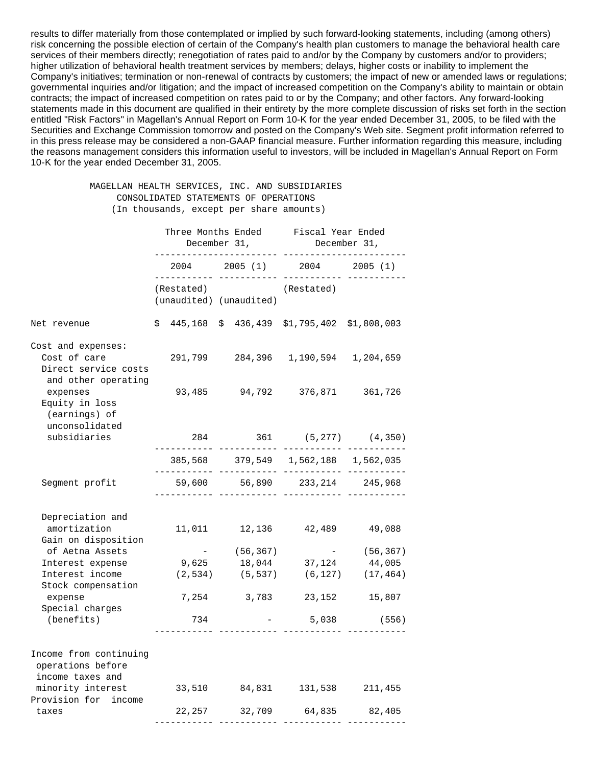results to differ materially from those contemplated or implied by such forward-looking statements, including (among others) risk concerning the possible election of certain of the Company's health plan customers to manage the behavioral health care services of their members directly; renegotiation of rates paid to and/or by the Company by customers and/or to providers; higher utilization of behavioral health treatment services by members; delays, higher costs or inability to implement the Company's initiatives; termination or non-renewal of contracts by customers; the impact of new or amended laws or regulations; governmental inquiries and/or litigation; and the impact of increased competition on the Company's ability to maintain or obtain contracts; the impact of increased competition on rates paid to or by the Company; and other factors. Any forward-looking statements made in this document are qualified in their entirety by the more complete discussion of risks set forth in the section entitled "Risk Factors" in Magellan's Annual Report on Form 10-K for the year ended December 31, 2005, to be filed with the Securities and Exchange Commission tomorrow and posted on the Company's Web site. Segment profit information referred to in this press release may be considered a non-GAAP financial measure. Further information regarding this measure, including the reasons management considers this information useful to investors, will be included in Magellan's Annual Report on Form 10-K for the year ended December 31, 2005.

MAGELLAN HEALTH SERVICES, INC. AND SUBSIDIARIES
CONSOLIDATED STATEMENTS OF OPERATIONS
(In thousands, except per share amounts)

| | Three Months Ended December 31, | | Fiscal Year Ended December 31, | |
|---|---|---|---|---|
| | 2004 | 2005 (1) | 2004 | 2005 (1) |
| | (Restated) (unaudited) | (unaudited) | (Restated) | |
| Net revenue | $ 445,168 | $ 436,439 | $1,795,402 | $1,808,003 |
| Cost and expenses: | | | | |
| Cost of care | 291,799 | 284,396 | 1,190,594 | 1,204,659 |
| Direct service costs and other operating expenses | 93,485 | 94,792 | 376,871 | 361,726 |
| Equity in loss (earnings) of unconsolidated subsidiaries | 284 | 361 | (5,277) | (4,350) |
| | 385,568 | 379,549 | 1,562,188 | 1,562,035 |
| Segment profit | 59,600 | 56,890 | 233,214 | 245,968 |
| Depreciation and amortization | 11,011 | 12,136 | 42,489 | 49,088 |
| Gain on disposition of Aetna Assets | - | (56,367) | - | (56,367) |
| Interest expense | 9,625 | 18,044 | 37,124 | 44,005 |
| Interest income | (2,534) | (5,537) | (6,127) | (17,464) |
| Stock compensation expense | 7,254 | 3,783 | 23,152 | 15,807 |
| Special charges (benefits) | 734 | - | 5,038 | (556) |
| Income from continuing operations before income taxes and minority interest | 33,510 | 84,831 | 131,538 | 211,455 |
| Provision for income taxes | 22,257 | 32,709 | 64,835 | 82,405 |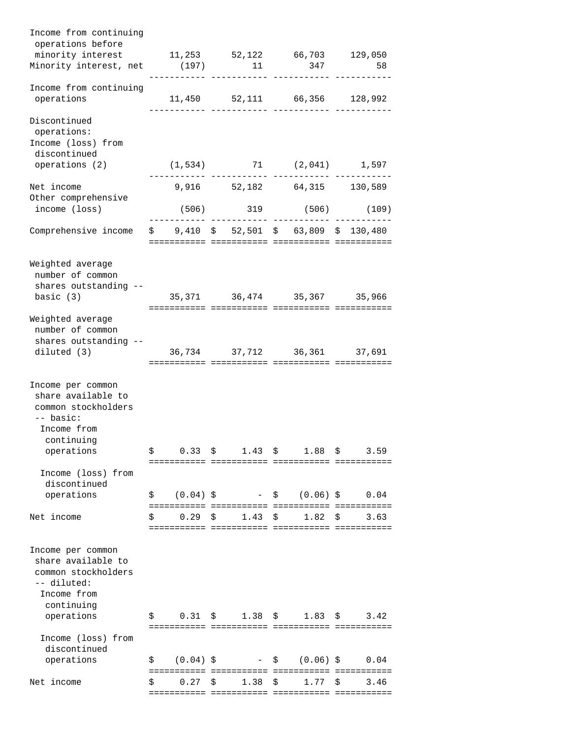| | | | | |
|---|---|---|---|---|
| Income from continuing operations before minority interest | 11,253 | 52,122 | 66,703 | 129,050 |
| Minority interest, net | (197) | 11 | 347 | 58 |
| Income from continuing operations | 11,450 | 52,111 | 66,356 | 128,992 |
| Discontinued operations: | | | | |
| Income (loss) from discontinued operations (2) | (1,534) | 71 | (2,041) | 1,597 |
| Net income | 9,916 | 52,182 | 64,315 | 130,589 |
| Other comprehensive income (loss) | (506) | 319 | (506) | (109) |
| Comprehensive income | $ 9,410 | $ 52,501 | $ 63,809 | $ 130,480 |
| Weighted average number of common shares outstanding -- basic (3) | 35,371 | 36,474 | 35,367 | 35,966 |
| Weighted average number of common shares outstanding -- diluted (3) | 36,734 | 37,712 | 36,361 | 37,691 |
| Income per common share available to common stockholders -- basic: | | | | |
| Income from continuing operations | $ 0.33 | $ 1.43 | $ 1.88 | $ 3.59 |
| Income (loss) from discontinued operations | $ (0.04) | $ - | $ (0.06) | $ 0.04 |
| Net income | $ 0.29 | $ 1.43 | $ 1.82 | $ 3.63 |
| Income per common share available to common stockholders -- diluted: | | | | |
| Income from continuing operations | $ 0.31 | $ 1.38 | $ 1.83 | $ 3.42 |
| Income (loss) from discontinued operations | $ (0.04) | $ - | $ (0.06) | $ 0.04 |
| Net income | $ 0.27 | $ 1.38 | $ 1.77 | $ 3.46 |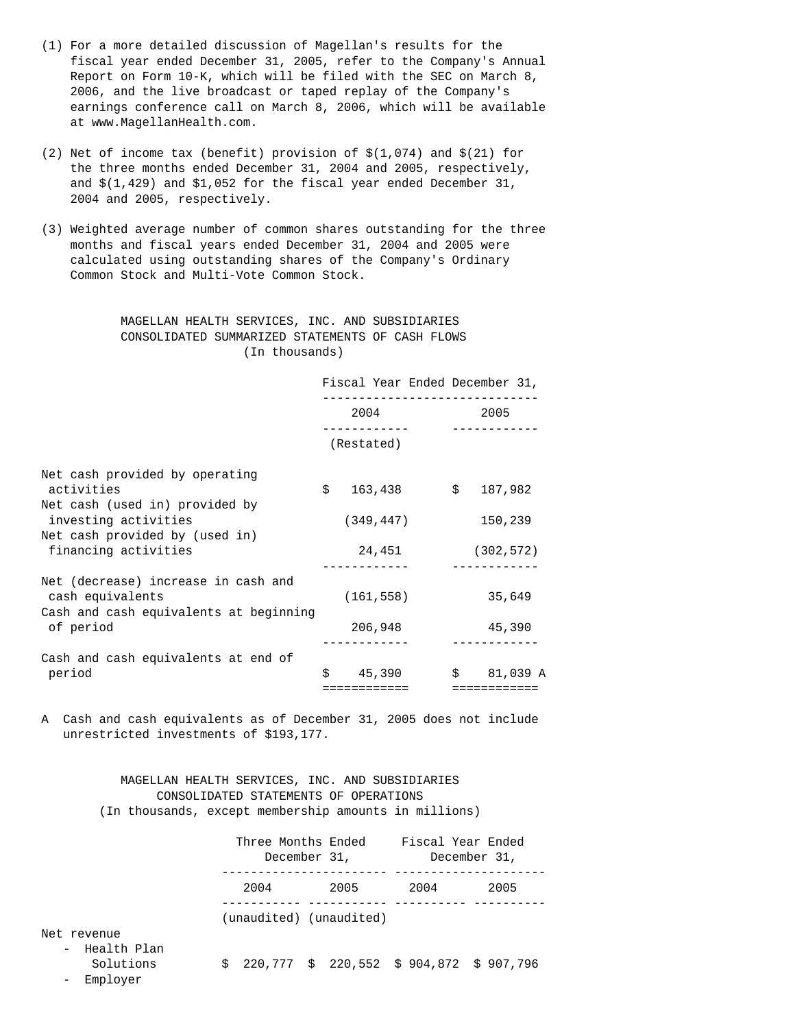(1) For a more detailed discussion of Magellan's results for the fiscal year ended December 31, 2005, refer to the Company's Annual Report on Form 10-K, which will be filed with the SEC on March 8, 2006, and the live broadcast or taped replay of the Company's earnings conference call on March 8, 2006, which will be available at www.MagellanHealth.com.

(2) Net of income tax (benefit) provision of $(1,074) and $(21) for the three months ended December 31, 2004 and 2005, respectively, and $(1,429) and $1,052 for the fiscal year ended December 31, 2004 and 2005, respectively.

(3) Weighted average number of common shares outstanding for the three months and fiscal years ended December 31, 2004 and 2005 were calculated using outstanding shares of the Company's Ordinary Common Stock and Multi-Vote Common Stock.

## MAGELLAN HEALTH SERVICES, INC. AND SUBSIDIARIES
## CONSOLIDATED SUMMARIZED STATEMENTS OF CASH FLOWS
(In thousands)

| | Fiscal Year Ended December 31, | |
|---|---|---|
| | 2004 | 2005 |
| | (Restated) | |
| Net cash provided by operating activities | $ 163,438 | $ 187,982 |
| Net cash (used in) provided by investing activities | (349,447) | 150,239 |
| Net cash provided by (used in) financing activities | 24,451 | (302,572) |
| Net (decrease) increase in cash and cash equivalents | (161,558) | 35,649 |
| Cash and cash equivalents at beginning of period | 206,948 | 45,390 |
| Cash and cash equivalents at end of period | $ 45,390 | $ 81,039 A |

A Cash and cash equivalents as of December 31, 2005 does not include unrestricted investments of $193,177.

## MAGELLAN HEALTH SERVICES, INC. AND SUBSIDIARIES
## CONSOLIDATED STATEMENTS OF OPERATIONS
(In thousands, except membership amounts in millions)

| | Three Months Ended December 31, | | Fiscal Year Ended December 31, | |
|---|---|---|---|---|
| | 2004 | 2005 | 2004 | 2005 |
| | (unaudited) | (unaudited) | | |
| Net revenue | | | | |
| - Health Plan Solutions | $ 220,777 | $ 220,552 | $ 904,872 | $ 907,796 |
| - Employer | | | | |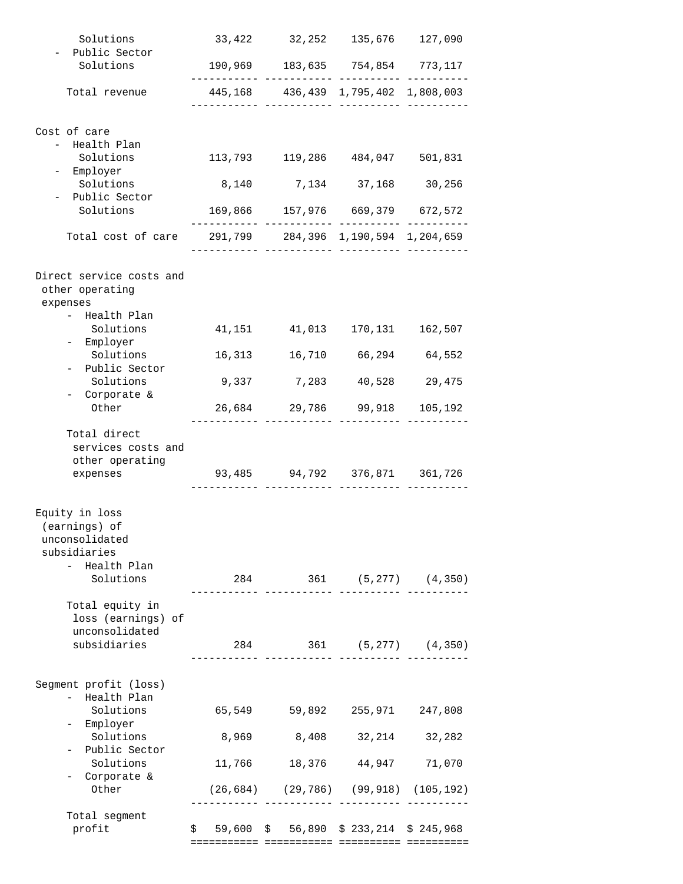| | | | | |
|---|---|---|---|---|
| Solutions | 33,422 | 32,252 | 135,676 | 127,090 |
| - Public Sector Solutions | 190,969 | 183,635 | 754,854 | 773,117 |
| Total revenue | 445,168 | 436,439 | 1,795,402 | 1,808,003 |
| Cost of care | | | | |
| - Health Plan Solutions | 113,793 | 119,286 | 484,047 | 501,831 |
| - Employer Solutions | 8,140 | 7,134 | 37,168 | 30,256 |
| - Public Sector Solutions | 169,866 | 157,976 | 669,379 | 672,572 |
| Total cost of care | 291,799 | 284,396 | 1,190,594 | 1,204,659 |
| Direct service costs and other operating expenses | | | | |
| - Health Plan Solutions | 41,151 | 41,013 | 170,131 | 162,507 |
| - Employer Solutions | 16,313 | 16,710 | 66,294 | 64,552 |
| - Public Sector Solutions | 9,337 | 7,283 | 40,528 | 29,475 |
| - Corporate & Other | 26,684 | 29,786 | 99,918 | 105,192 |
| Total direct services costs and other operating expenses | 93,485 | 94,792 | 376,871 | 361,726 |
| Equity in loss (earnings) of unconsolidated subsidiaries | | | | |
| - Health Plan Solutions | 284 | 361 | (5,277) | (4,350) |
| Total equity in loss (earnings) of unconsolidated subsidiaries | 284 | 361 | (5,277) | (4,350) |
| Segment profit (loss) | | | | |
| - Health Plan Solutions | 65,549 | 59,892 | 255,971 | 247,808 |
| - Employer Solutions | 8,969 | 8,408 | 32,214 | 32,282 |
| - Public Sector Solutions | 11,766 | 18,376 | 44,947 | 71,070 |
| - Corporate & Other | (26,684) | (29,786) | (99,918) | (105,192) |
| Total segment profit | $ 59,600 | $ 56,890 | $ 233,214 | $ 245,968 |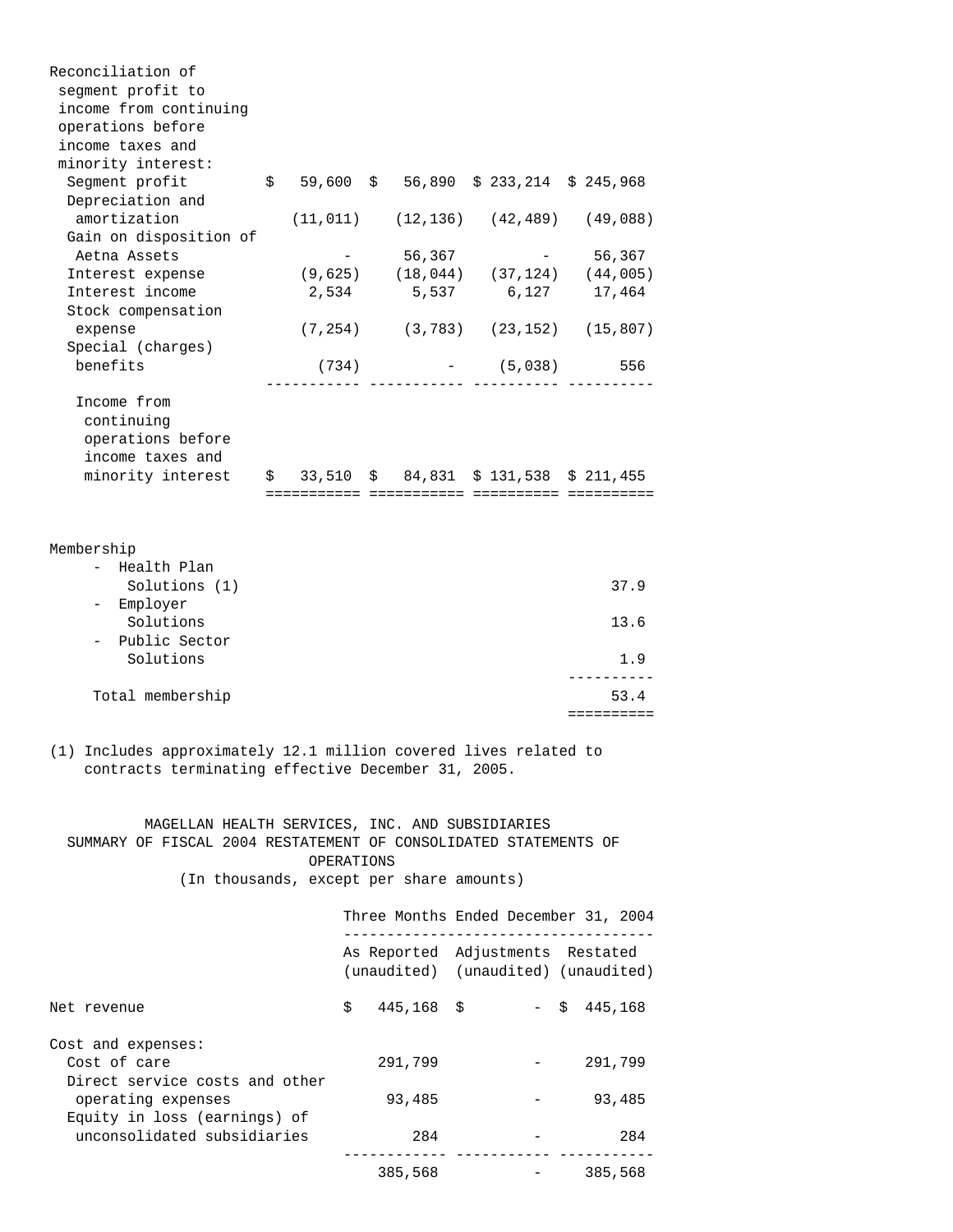| Reconciliation of segment profit to income from continuing operations before income taxes and minority interest: | | | | |
|---|---|---|---|---|
| Segment profit | $ 59,600 | $ 56,890 | $ 233,214 | $ 245,968 |
| Depreciation and amortization | (11,011) | (12,136) | (42,489) | (49,088) |
| Gain on disposition of Aetna Assets | - | 56,367 | - | 56,367 |
| Interest expense | (9,625) | (18,044) | (37,124) | (44,005) |
| Interest income | 2,534 | 5,537 | 6,127 | 17,464 |
| Stock compensation expense | (7,254) | (3,783) | (23,152) | (15,807) |
| Special (charges) benefits | (734) | - | (5,038) | 556 |
| Income from continuing operations before income taxes and minority interest | $ 33,510 | $ 84,831 | $ 131,538 | $ 211,455 |

| Membership | |
|---|---|
| - Health Plan Solutions (1) | 37.9 |
| - Employer Solutions | 13.6 |
| - Public Sector Solutions | 1.9 |
| Total membership | 53.4 |

(1) Includes approximately 12.1 million covered lives related to contracts terminating effective December 31, 2005.

MAGELLAN HEALTH SERVICES, INC. AND SUBSIDIARIES
SUMMARY OF FISCAL 2004 RESTATEMENT OF CONSOLIDATED STATEMENTS OF OPERATIONS
(In thousands, except per share amounts)

| | Three Months Ended December 31, 2004 | | |
|---|---|---|---|
| | As Reported (unaudited) | Adjustments (unaudited) | Restated (unaudited) |
| Net revenue | $ 445,168 | $ - | $ 445,168 |
| Cost and expenses: | | | |
| Cost of care | 291,799 | - | 291,799 |
| Direct service costs and other operating expenses | 93,485 | - | 93,485 |
| Equity in loss (earnings) of unconsolidated subsidiaries | 284 | - | 284 |
| | 385,568 | - | 385,568 |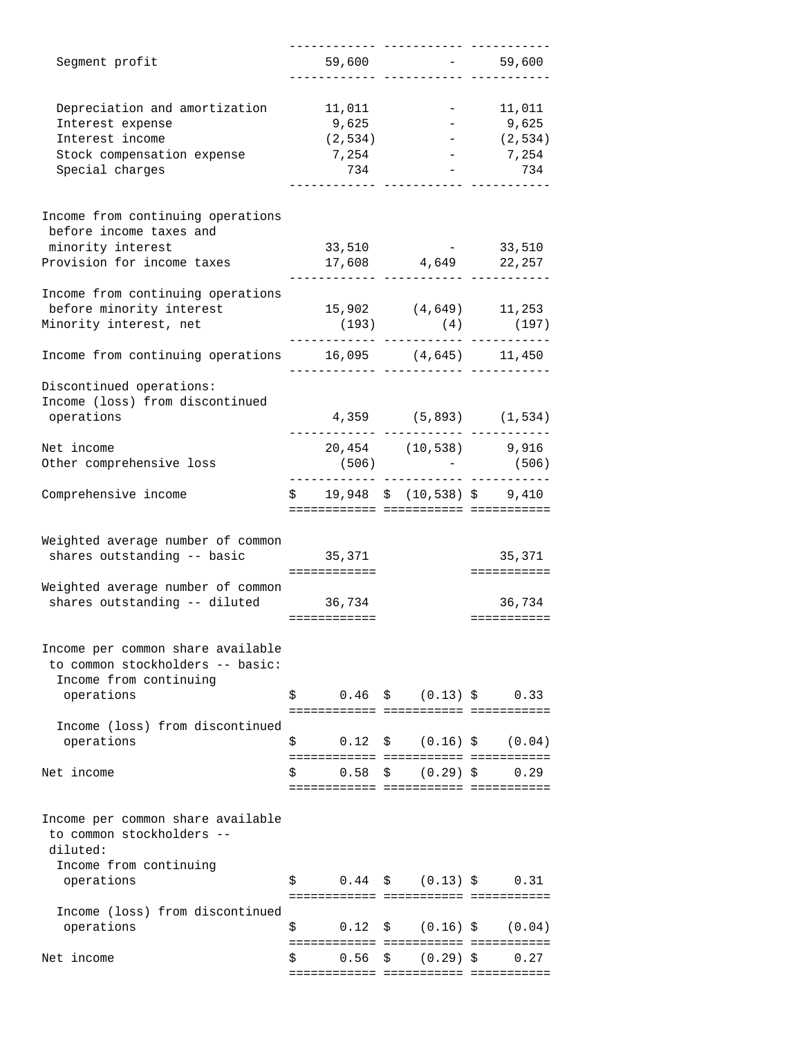| | | | |
|---|---|---|---|
| Segment profit | 59,600 | - | 59,600 |
| Depreciation and amortization | 11,011 | - | 11,011 |
| Interest expense | 9,625 | - | 9,625 |
| Interest income | (2,534) | - | (2,534) |
| Stock compensation expense | 7,254 | - | 7,254 |
| Special charges | 734 | - | 734 |
| Income from continuing operations before income taxes and minority interest | 33,510 | - | 33,510 |
| Provision for income taxes | 17,608 | 4,649 | 22,257 |
| Income from continuing operations before minority interest | 15,902 | (4,649) | 11,253 |
| Minority interest, net | (193) | (4) | (197) |
| Income from continuing operations | 16,095 | (4,645) | 11,450 |
| Discontinued operations: | | | |
| Income (loss) from discontinued operations | 4,359 | (5,893) | (1,534) |
| Net income | 20,454 | (10,538) | 9,916 |
| Other comprehensive loss | (506) | - | (506) |
| Comprehensive income | $ 19,948 | $ (10,538) | $ 9,410 |
| Weighted average number of common shares outstanding -- basic | 35,371 | | 35,371 |
| Weighted average number of common shares outstanding -- diluted | 36,734 | | 36,734 |
| Income per common share available to common stockholders -- basic: | | | |
| Income from continuing operations | $ 0.46 | $ (0.13) | $ 0.33 |
| Income (loss) from discontinued operations | $ 0.12 | $ (0.16) | $ (0.04) |
| Net income | $ 0.58 | $ (0.29) | $ 0.29 |
| Income per common share available to common stockholders -- diluted: | | | |
| Income from continuing operations | $ 0.44 | $ (0.13) | $ 0.31 |
| Income (loss) from discontinued operations | $ 0.12 | $ (0.16) | $ (0.04) |
| Net income | $ 0.56 | $ (0.29) | $ 0.27 |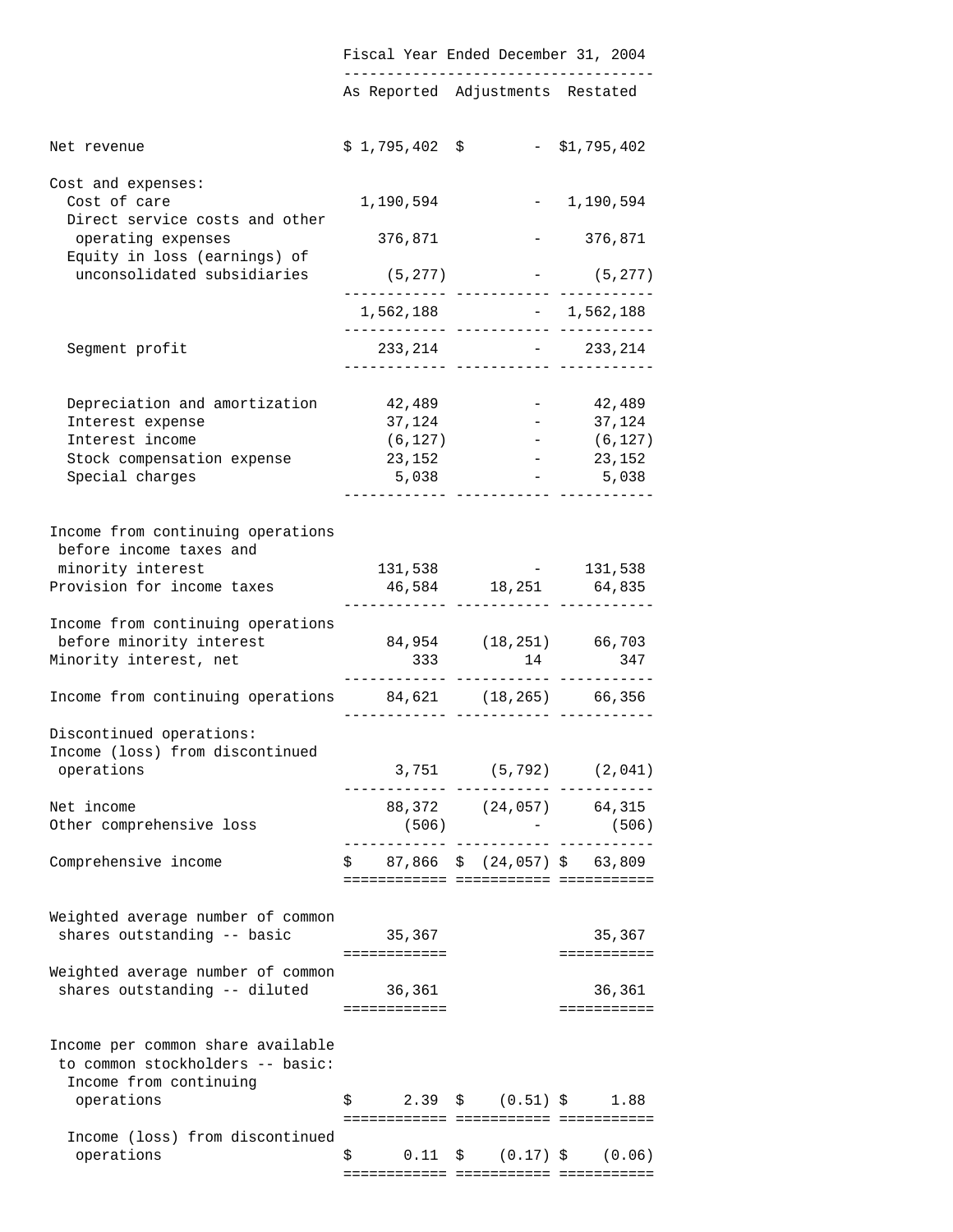| | Fiscal Year Ended December 31, 2004 | | |
|---|---|---|---|
| | As Reported | Adjustments | Restated |
| Net revenue | $ 1,795,402 | $ - | $1,795,402 |
| Cost and expenses: | | | |
| Cost of care | 1,190,594 | - | 1,190,594 |
| Direct service costs and other operating expenses | 376,871 | - | 376,871 |
| Equity in loss (earnings) of unconsolidated subsidiaries | (5,277) | - | (5,277) |
| | 1,562,188 | - | 1,562,188 |
| Segment profit | 233,214 | - | 233,214 |
| Depreciation and amortization | 42,489 | - | 42,489 |
| Interest expense | 37,124 | - | 37,124 |
| Interest income | (6,127) | - | (6,127) |
| Stock compensation expense | 23,152 | - | 23,152 |
| Special charges | 5,038 | - | 5,038 |
| Income from continuing operations before income taxes and minority interest | 131,538 | - | 131,538 |
| Provision for income taxes | 46,584 | 18,251 | 64,835 |
| Income from continuing operations before minority interest | 84,954 | (18,251) | 66,703 |
| Minority interest, net | 333 | 14 | 347 |
| Income from continuing operations | 84,621 | (18,265) | 66,356 |
| Discontinued operations: | | | |
| Income (loss) from discontinued operations | 3,751 | (5,792) | (2,041) |
| Net income | 88,372 | (24,057) | 64,315 |
| Other comprehensive loss | (506) | - | (506) |
| Comprehensive income | $ 87,866 | $ (24,057) | $ 63,809 |
| Weighted average number of common shares outstanding -- basic | 35,367 | | 35,367 |
| Weighted average number of common shares outstanding -- diluted | 36,361 | | 36,361 |
| Income per common share available to common stockholders -- basic: | | | |
| Income from continuing operations | $ 2.39 | $ (0.51) | $ 1.88 |
| Income (loss) from discontinued operations | $ 0.11 | $ (0.17) | $ (0.06) |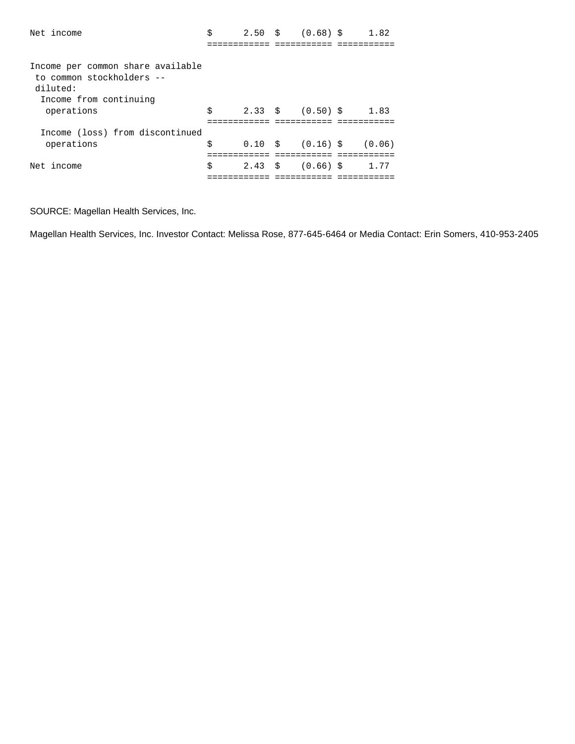| | | | |
|---|---|---|---|
| Net income | $ 2.50 | $ (0.68) | $ 1.82 |
| Income per common share available to common stockholders -- diluted: | | | |
| Income from continuing operations | $ 2.33 | $ (0.50) | $ 1.83 |
| Income (loss) from discontinued operations | $ 0.10 | $ (0.16) | $ (0.06) |
| Net income | $ 2.43 | $ (0.66) | $ 1.77 |

SOURCE: Magellan Health Services, Inc.

Magellan Health Services, Inc. Investor Contact: Melissa Rose, 877-645-6464 or Media Contact: Erin Somers, 410-953-2405